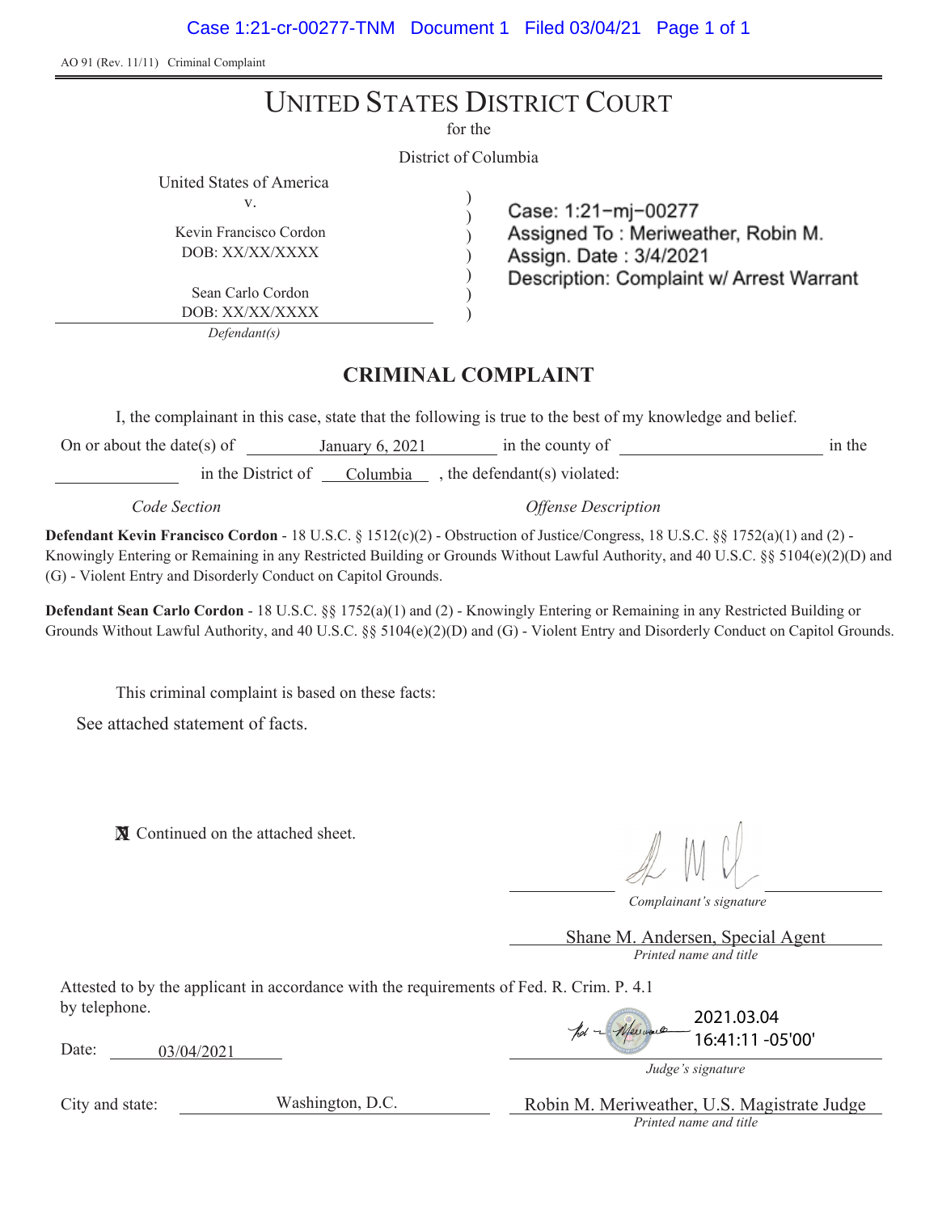AO 91 (Rev. 11/11) Criminal Complaint

# UNITED STATES DISTRICT COURT

for the

District of Columbia

United States of America
v.

Kevin Francisco Cordon
DOB: XX/XX/XXXX

Sean Carlo Cordon
DOB: XX/XX/XXXX

*Defendant(s)*

Case: 1:21-mj-00277
Assigned To : Meriweather, Robin M.
Assign. Date : 3/4/2021
Description: Complaint w/ Arrest Warrant

## CRIMINAL COMPLAINT

I, the complainant in this case, state that the following is true to the best of my knowledge and belief.

On or about the date(s) of January 6, 2021 in the county of ______ in the ______ in the District of Columbia, the defendant(s) violated:

*Code Section* | *Offense Description*

**Defendant Kevin Francisco Cordon** - 18 U.S.C. § 1512(c)(2) - Obstruction of Justice/Congress, 18 U.S.C. §§ 1752(a)(1) and (2) - Knowingly Entering or Remaining in any Restricted Building or Grounds Without Lawful Authority, and 40 U.S.C. §§ 5104(e)(2)(D) and (G) - Violent Entry and Disorderly Conduct on Capitol Grounds.

**Defendant Sean Carlo Cordon** - 18 U.S.C. §§ 1752(a)(1) and (2) - Knowingly Entering or Remaining in any Restricted Building or Grounds Without Lawful Authority, and 40 U.S.C. §§ 5104(e)(2)(D) and (G) - Violent Entry and Disorderly Conduct on Capitol Grounds.

This criminal complaint is based on these facts:

See attached statement of facts.

☒ Continued on the attached sheet.

*Complainant's signature*

Shane M. Andersen, Special Agent
*Printed name and title*

Attested to by the applicant in accordance with the requirements of Fed. R. Crim. P. 4.1 by telephone.

2021.03.04 16:41:11 -05'00'

Date: 03/04/2021

*Judge's signature*

City and state: Washington, D.C.

Robin M. Meriweather, U.S. Magistrate Judge
*Printed name and title*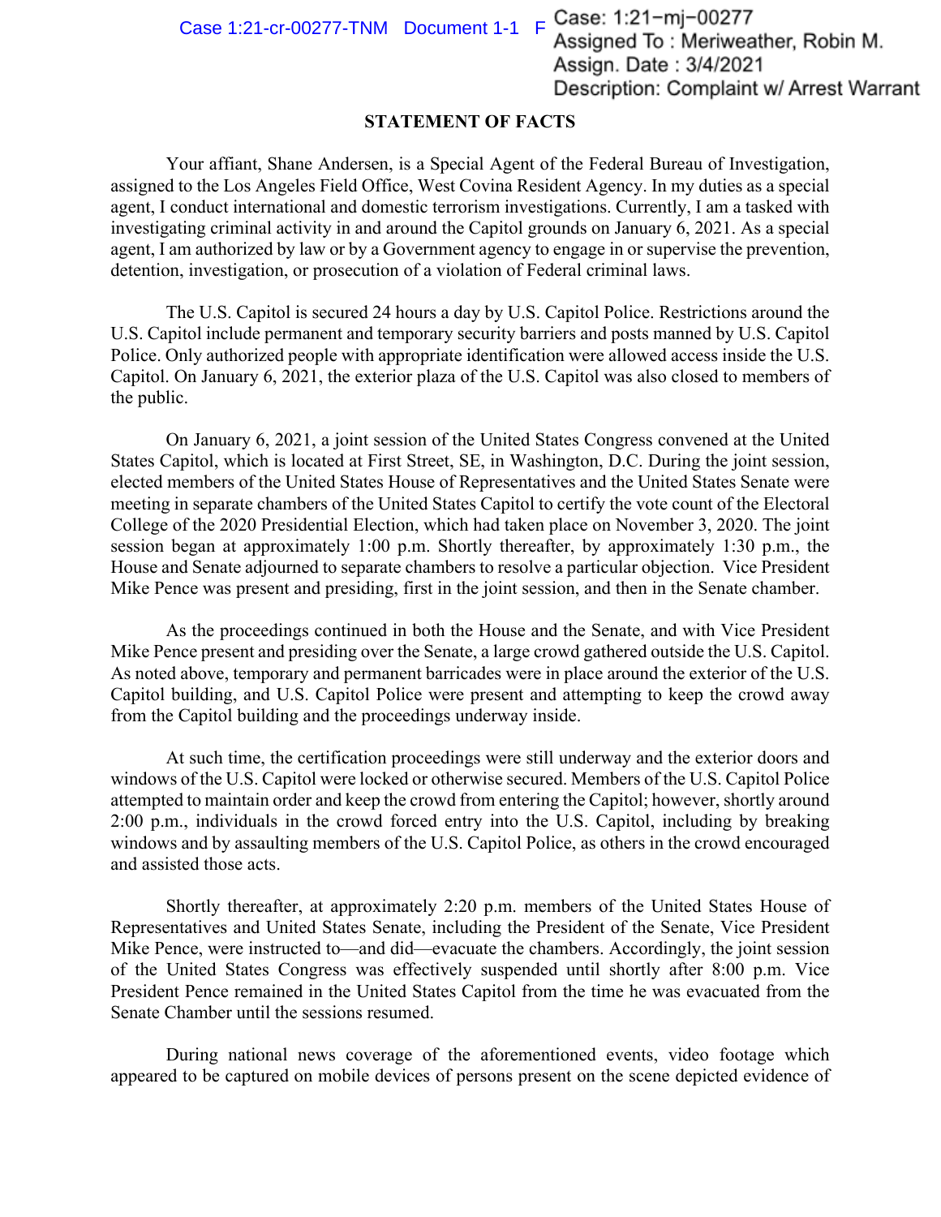## STATEMENT OF FACTS

Your affiant, Shane Andersen, is a Special Agent of the Federal Bureau of Investigation, assigned to the Los Angeles Field Office, West Covina Resident Agency. In my duties as a special agent, I conduct international and domestic terrorism investigations. Currently, I am a tasked with investigating criminal activity in and around the Capitol grounds on January 6, 2021. As a special agent, I am authorized by law or by a Government agency to engage in or supervise the prevention, detention, investigation, or prosecution of a violation of Federal criminal laws.

The U.S. Capitol is secured 24 hours a day by U.S. Capitol Police. Restrictions around the U.S. Capitol include permanent and temporary security barriers and posts manned by U.S. Capitol Police. Only authorized people with appropriate identification were allowed access inside the U.S. Capitol. On January 6, 2021, the exterior plaza of the U.S. Capitol was also closed to members of the public.

On January 6, 2021, a joint session of the United States Congress convened at the United States Capitol, which is located at First Street, SE, in Washington, D.C. During the joint session, elected members of the United States House of Representatives and the United States Senate were meeting in separate chambers of the United States Capitol to certify the vote count of the Electoral College of the 2020 Presidential Election, which had taken place on November 3, 2020. The joint session began at approximately 1:00 p.m. Shortly thereafter, by approximately 1:30 p.m., the House and Senate adjourned to separate chambers to resolve a particular objection. Vice President Mike Pence was present and presiding, first in the joint session, and then in the Senate chamber.

As the proceedings continued in both the House and the Senate, and with Vice President Mike Pence present and presiding over the Senate, a large crowd gathered outside the U.S. Capitol. As noted above, temporary and permanent barricades were in place around the exterior of the U.S. Capitol building, and U.S. Capitol Police were present and attempting to keep the crowd away from the Capitol building and the proceedings underway inside.

At such time, the certification proceedings were still underway and the exterior doors and windows of the U.S. Capitol were locked or otherwise secured. Members of the U.S. Capitol Police attempted to maintain order and keep the crowd from entering the Capitol; however, shortly around 2:00 p.m., individuals in the crowd forced entry into the U.S. Capitol, including by breaking windows and by assaulting members of the U.S. Capitol Police, as others in the crowd encouraged and assisted those acts.

Shortly thereafter, at approximately 2:20 p.m. members of the United States House of Representatives and United States Senate, including the President of the Senate, Vice President Mike Pence, were instructed to—and did—evacuate the chambers. Accordingly, the joint session of the United States Congress was effectively suspended until shortly after 8:00 p.m. Vice President Pence remained in the United States Capitol from the time he was evacuated from the Senate Chamber until the sessions resumed.

During national news coverage of the aforementioned events, video footage which appeared to be captured on mobile devices of persons present on the scene depicted evidence of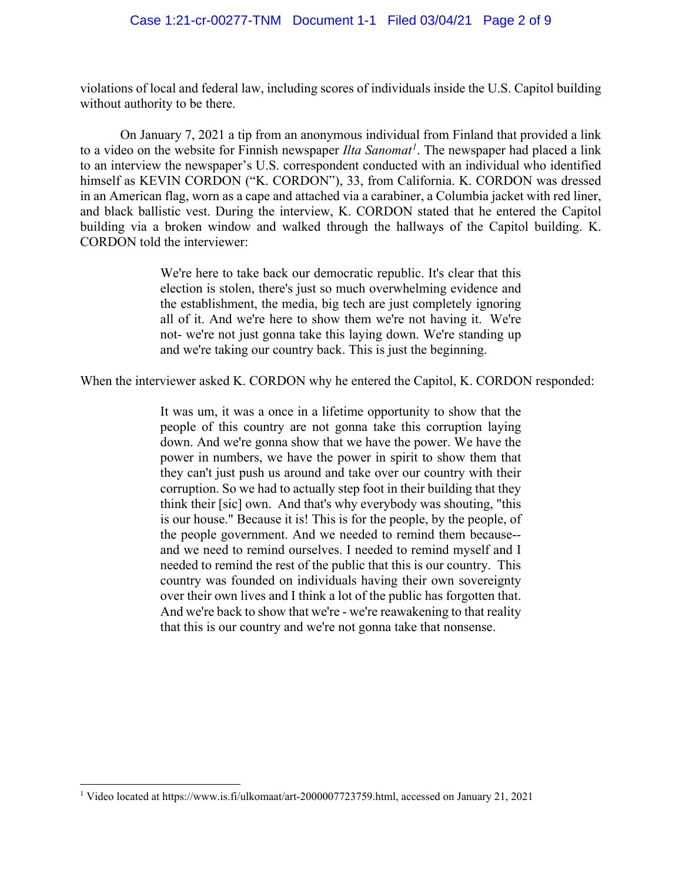violations of local and federal law, including scores of individuals inside the U.S. Capitol building without authority to be there.

On January 7, 2021 a tip from an anonymous individual from Finland that provided a link to a video on the website for Finnish newspaper *Ilta Sanomat*[1]. The newspaper had placed a link to an interview the newspaper's U.S. correspondent conducted with an individual who identified himself as KEVIN CORDON ("K. CORDON"), 33, from California. K. CORDON was dressed in an American flag, worn as a cape and attached via a carabiner, a Columbia jacket with red liner, and black ballistic vest. During the interview, K. CORDON stated that he entered the Capitol building via a broken window and walked through the hallways of the Capitol building. K. CORDON told the interviewer:

> We're here to take back our democratic republic. It's clear that this election is stolen, there's just so much overwhelming evidence and the establishment, the media, big tech are just completely ignoring all of it. And we're here to show them we're not having it. We're not- we're not just gonna take this laying down. We're standing up and we're taking our country back. This is just the beginning.

When the interviewer asked K. CORDON why he entered the Capitol, K. CORDON responded:

> It was um, it was a once in a lifetime opportunity to show that the people of this country are not gonna take this corruption laying down. And we're gonna show that we have the power. We have the power in numbers, we have the power in spirit to show them that they can't just push us around and take over our country with their corruption. So we had to actually step foot in their building that they think their [sic] own. And that's why everybody was shouting, "this is our house." Because it is! This is for the people, by the people, of the people government. And we needed to remind them because-- and we need to remind ourselves. I needed to remind myself and I needed to remind the rest of the public that this is our country. This country was founded on individuals having their own sovereignty over their own lives and I think a lot of the public has forgotten that. And we're back to show that we're - we're reawakening to that reality that this is our country and we're not gonna take that nonsense.

---

[1] Video located at https://www.is.fi/ulkomaat/art-2000007723759.html, accessed on January 21, 2021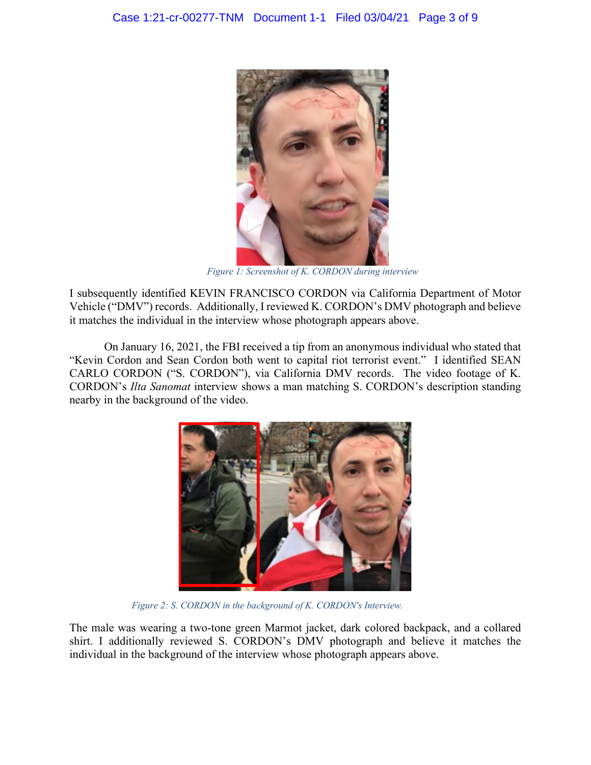*Figure 1: Screenshot of K. CORDON during interview*

I subsequently identified KEVIN FRANCISCO CORDON via California Department of Motor Vehicle ("DMV") records. Additionally, I reviewed K. CORDON's DMV photograph and believe it matches the individual in the interview whose photograph appears above.

On January 16, 2021, the FBI received a tip from an anonymous individual who stated that "Kevin Cordon and Sean Cordon both went to capital riot terrorist event." I identified SEAN CARLO CORDON ("S. CORDON"), via California DMV records. The video footage of K. CORDON's *Ilta Sanomat* interview shows a man matching S. CORDON's description standing nearby in the background of the video.

*Figure 2: S. CORDON in the background of K. CORDON's Interview.*

The male was wearing a two-tone green Marmot jacket, dark colored backpack, and a collared shirt. I additionally reviewed S. CORDON's DMV photograph and believe it matches the individual in the background of the interview whose photograph appears above.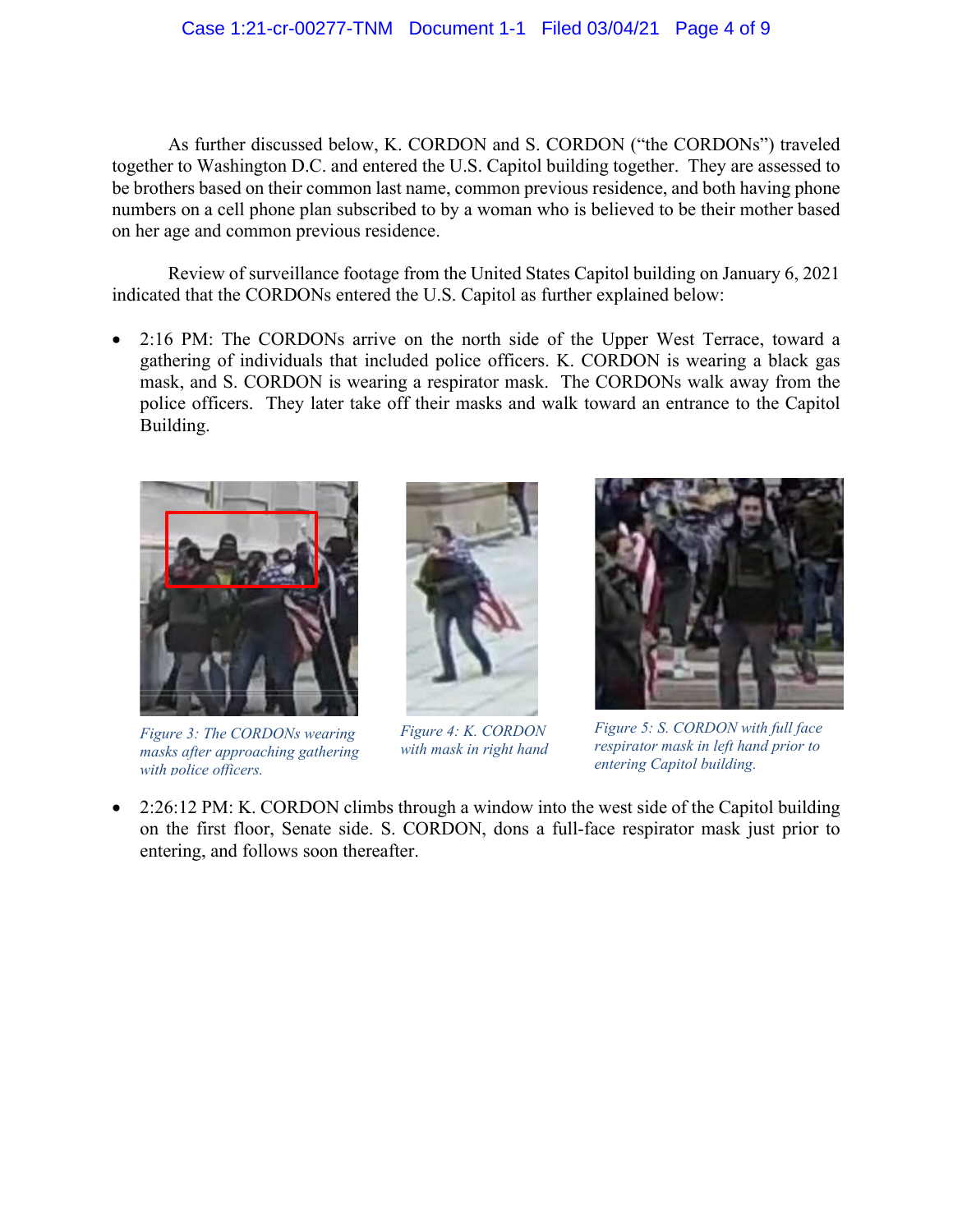As further discussed below, K. CORDON and S. CORDON ("the CORDONs") traveled together to Washington D.C. and entered the U.S. Capitol building together. They are assessed to be brothers based on their common last name, common previous residence, and both having phone numbers on a cell phone plan subscribed to by a woman who is believed to be their mother based on her age and common previous residence.

Review of surveillance footage from the United States Capitol building on January 6, 2021 indicated that the CORDONs entered the U.S. Capitol as further explained below:

- 2:16 PM: The CORDONs arrive on the north side of the Upper West Terrace, toward a gathering of individuals that included police officers. K. CORDON is wearing a black gas mask, and S. CORDON is wearing a respirator mask. The CORDONs walk away from the police officers. They later take off their masks and walk toward an entrance to the Capitol Building.

*Figure 3: The CORDONs wearing masks after approaching gathering with police officers.*

*Figure 4: K. CORDON with mask in right hand*

*Figure 5: S. CORDON with full face respirator mask in left hand prior to entering Capitol building.*

- 2:26:12 PM: K. CORDON climbs through a window into the west side of the Capitol building on the first floor, Senate side. S. CORDON, dons a full-face respirator mask just prior to entering, and follows soon thereafter.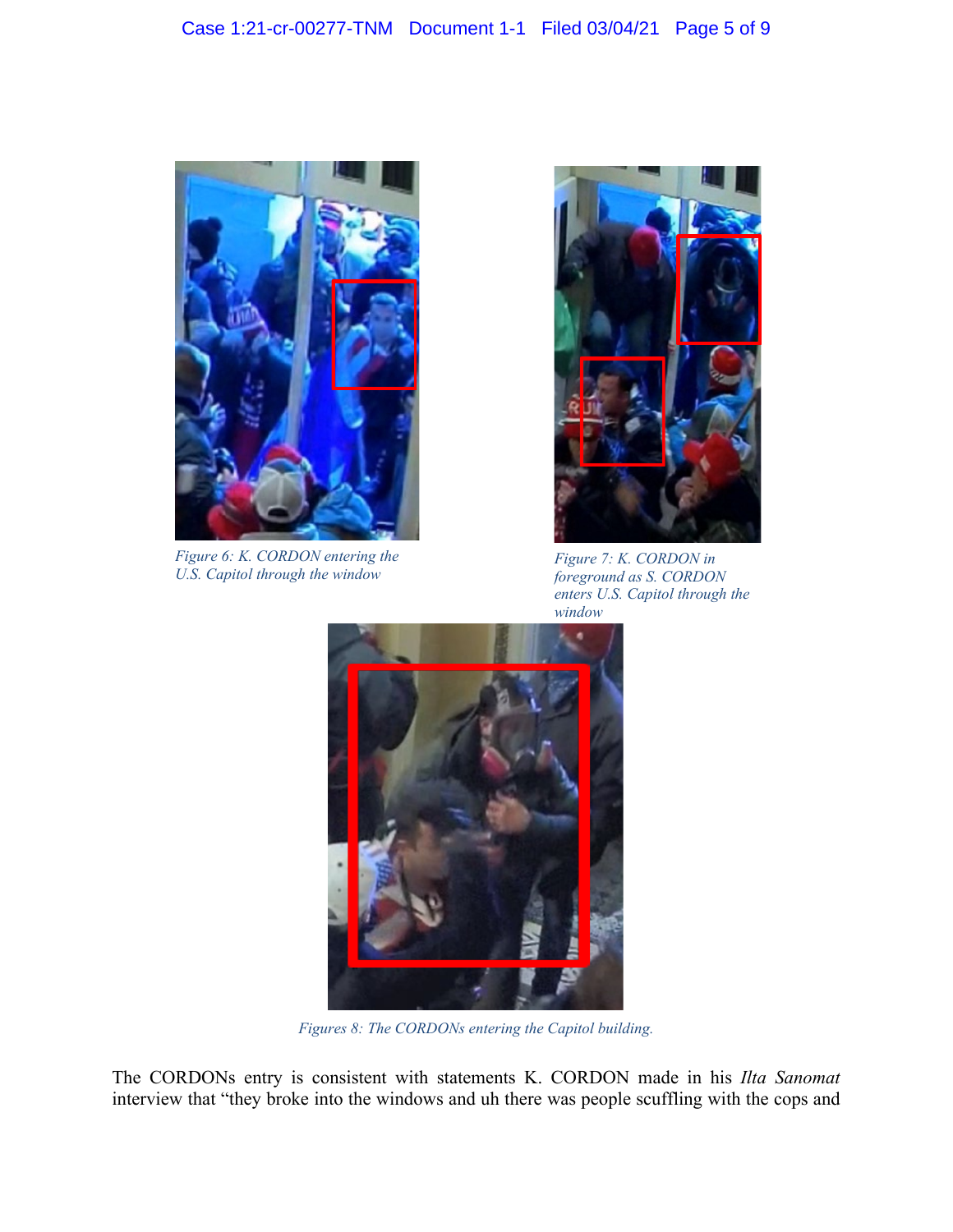Figure 6: K. CORDON entering the U.S. Capitol through the window

Figure 7: K. CORDON in foreground as S. CORDON enters U.S. Capitol through the window

Figures 8: The CORDONs entering the Capitol building.

The CORDONs entry is consistent with statements K. CORDON made in his *Ilta Sanomat* interview that "they broke into the windows and uh there was people scuffling with the cops and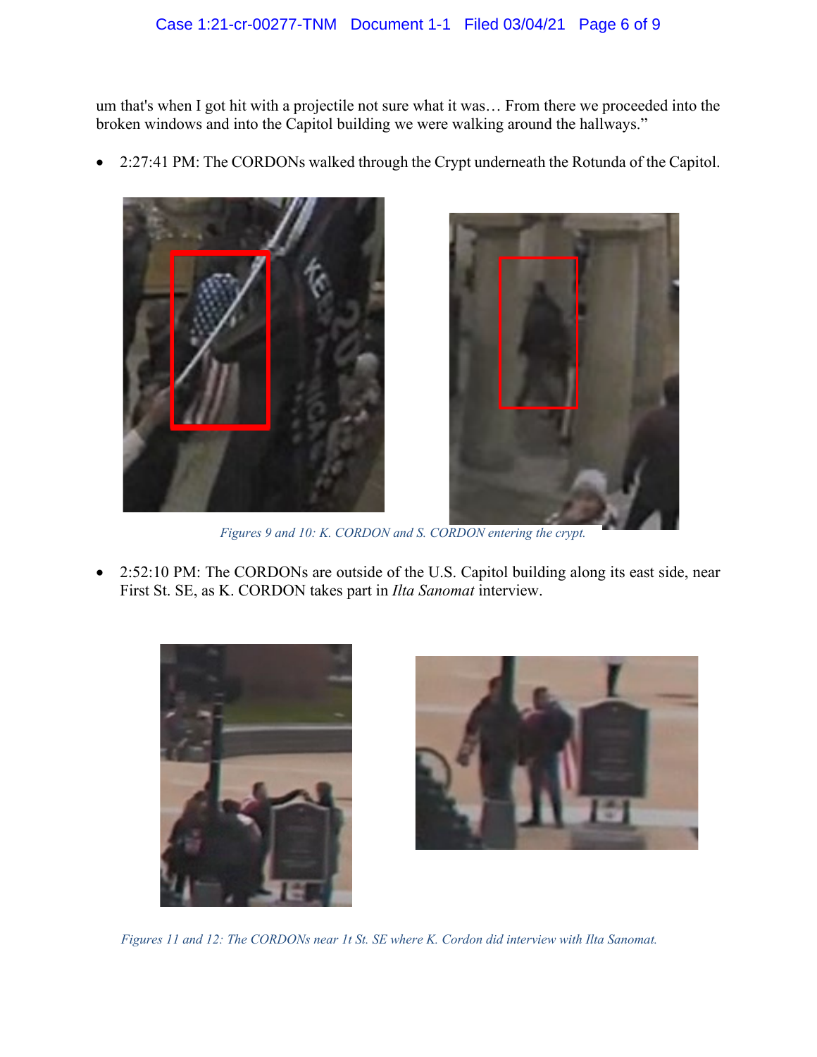um that's when I got hit with a projectile not sure what it was… From there we proceeded into the broken windows and into the Capitol building we were walking around the hallways."

- 2:27:41 PM: The CORDONs walked through the Crypt underneath the Rotunda of the Capitol.

*Figures 9 and 10: K. CORDON and S. CORDON entering the crypt.*

- 2:52:10 PM: The CORDONs are outside of the U.S. Capitol building along its east side, near First St. SE, as K. CORDON takes part in *Ilta Sanomat* interview.

*Figures 11 and 12: The CORDONs near 1t St. SE where K. Cordon did interview with Ilta Sanomat.*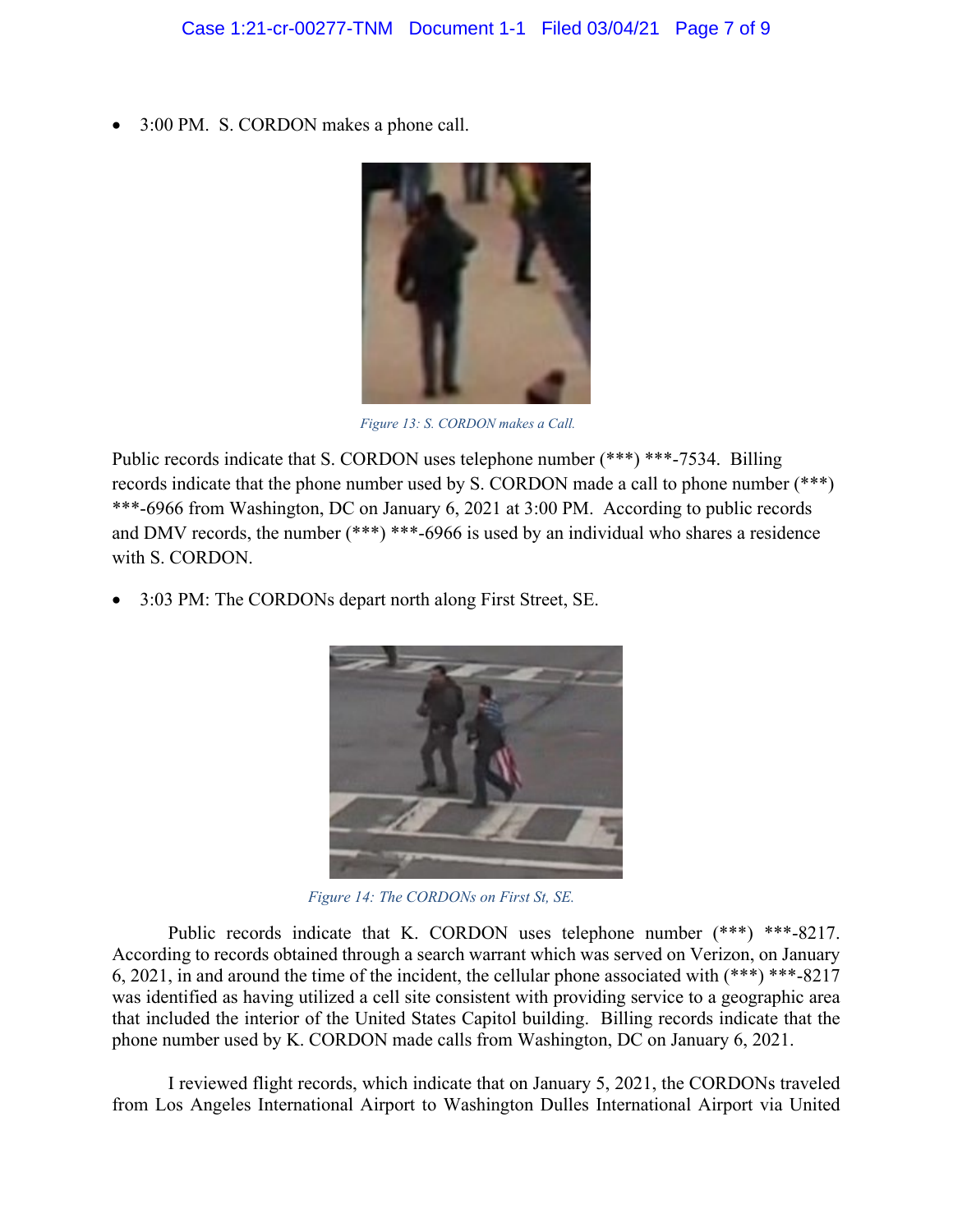- 3:00 PM. S. CORDON makes a phone call.

*Figure 13: S. CORDON makes a Call.*

Public records indicate that S. CORDON uses telephone number (***) ***-7534. Billing records indicate that the phone number used by S. CORDON made a call to phone number (***) ***-6966 from Washington, DC on January 6, 2021 at 3:00 PM. According to public records and DMV records, the number (***) ***-6966 is used by an individual who shares a residence with S. CORDON.

- 3:03 PM: The CORDONs depart north along First Street, SE.

*Figure 14: The CORDONs on First St, SE.*

Public records indicate that K. CORDON uses telephone number (***) ***-8217. According to records obtained through a search warrant which was served on Verizon, on January 6, 2021, in and around the time of the incident, the cellular phone associated with (***) ***-8217 was identified as having utilized a cell site consistent with providing service to a geographic area that included the interior of the United States Capitol building. Billing records indicate that the phone number used by K. CORDON made calls from Washington, DC on January 6, 2021.

I reviewed flight records, which indicate that on January 5, 2021, the CORDONs traveled from Los Angeles International Airport to Washington Dulles International Airport via United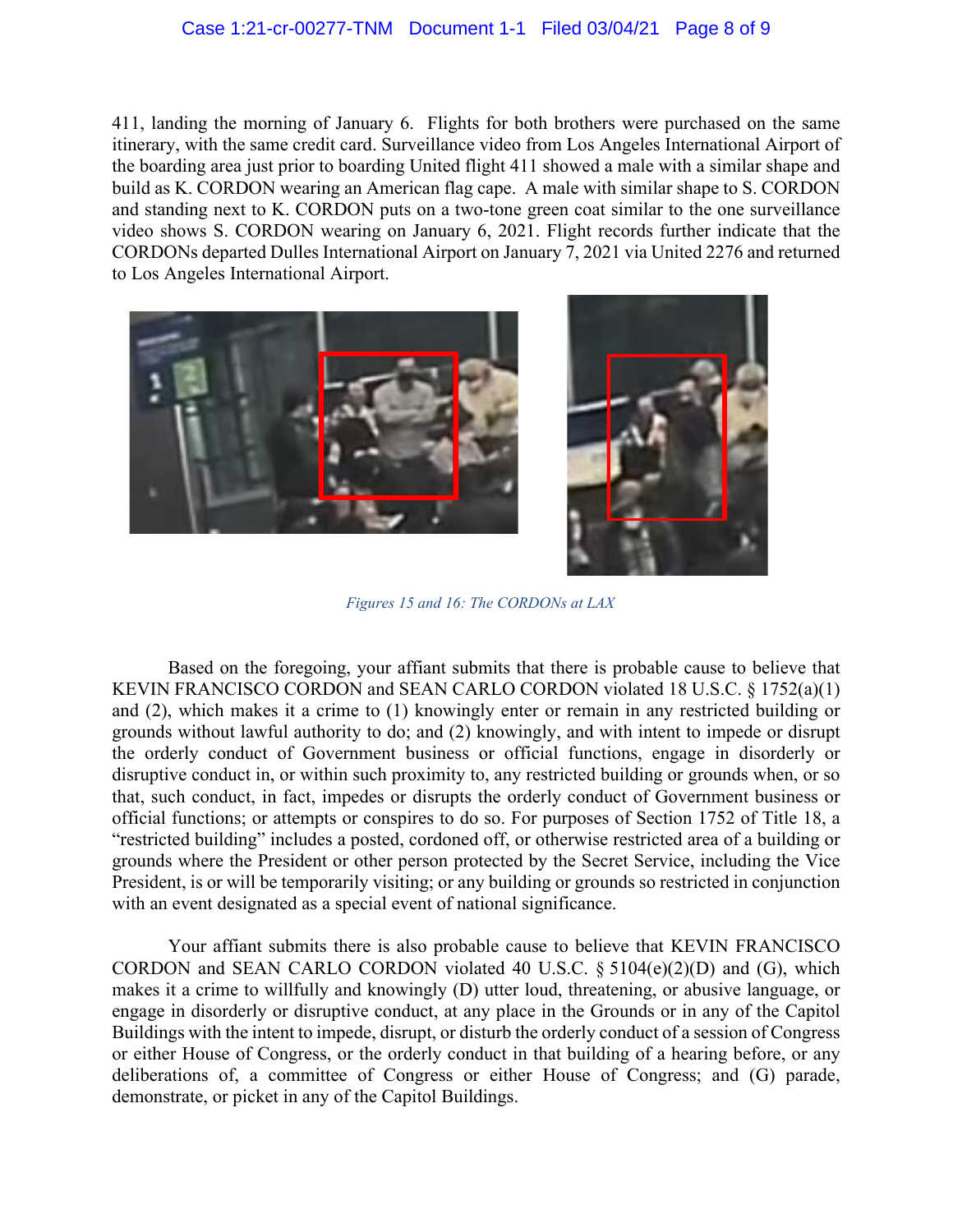411, landing the morning of January 6. Flights for both brothers were purchased on the same itinerary, with the same credit card. Surveillance video from Los Angeles International Airport of the boarding area just prior to boarding United flight 411 showed a male with a similar shape and build as K. CORDON wearing an American flag cape. A male with similar shape to S. CORDON and standing next to K. CORDON puts on a two-tone green coat similar to the one surveillance video shows S. CORDON wearing on January 6, 2021. Flight records further indicate that the CORDONs departed Dulles International Airport on January 7, 2021 via United 2276 and returned to Los Angeles International Airport.

*Figures 15 and 16: The CORDONs at LAX*

Based on the foregoing, your affiant submits that there is probable cause to believe that KEVIN FRANCISCO CORDON and SEAN CARLO CORDON violated 18 U.S.C. § 1752(a)(1) and (2), which makes it a crime to (1) knowingly enter or remain in any restricted building or grounds without lawful authority to do; and (2) knowingly, and with intent to impede or disrupt the orderly conduct of Government business or official functions, engage in disorderly or disruptive conduct in, or within such proximity to, any restricted building or grounds when, or so that, such conduct, in fact, impedes or disrupts the orderly conduct of Government business or official functions; or attempts or conspires to do so. For purposes of Section 1752 of Title 18, a "restricted building" includes a posted, cordoned off, or otherwise restricted area of a building or grounds where the President or other person protected by the Secret Service, including the Vice President, is or will be temporarily visiting; or any building or grounds so restricted in conjunction with an event designated as a special event of national significance.

Your affiant submits there is also probable cause to believe that KEVIN FRANCISCO CORDON and SEAN CARLO CORDON violated 40 U.S.C. § 5104(e)(2)(D) and (G), which makes it a crime to willfully and knowingly (D) utter loud, threatening, or abusive language, or engage in disorderly or disruptive conduct, at any place in the Grounds or in any of the Capitol Buildings with the intent to impede, disrupt, or disturb the orderly conduct of a session of Congress or either House of Congress, or the orderly conduct in that building of a hearing before, or any deliberations of, a committee of Congress or either House of Congress; and (G) parade, demonstrate, or picket in any of the Capitol Buildings.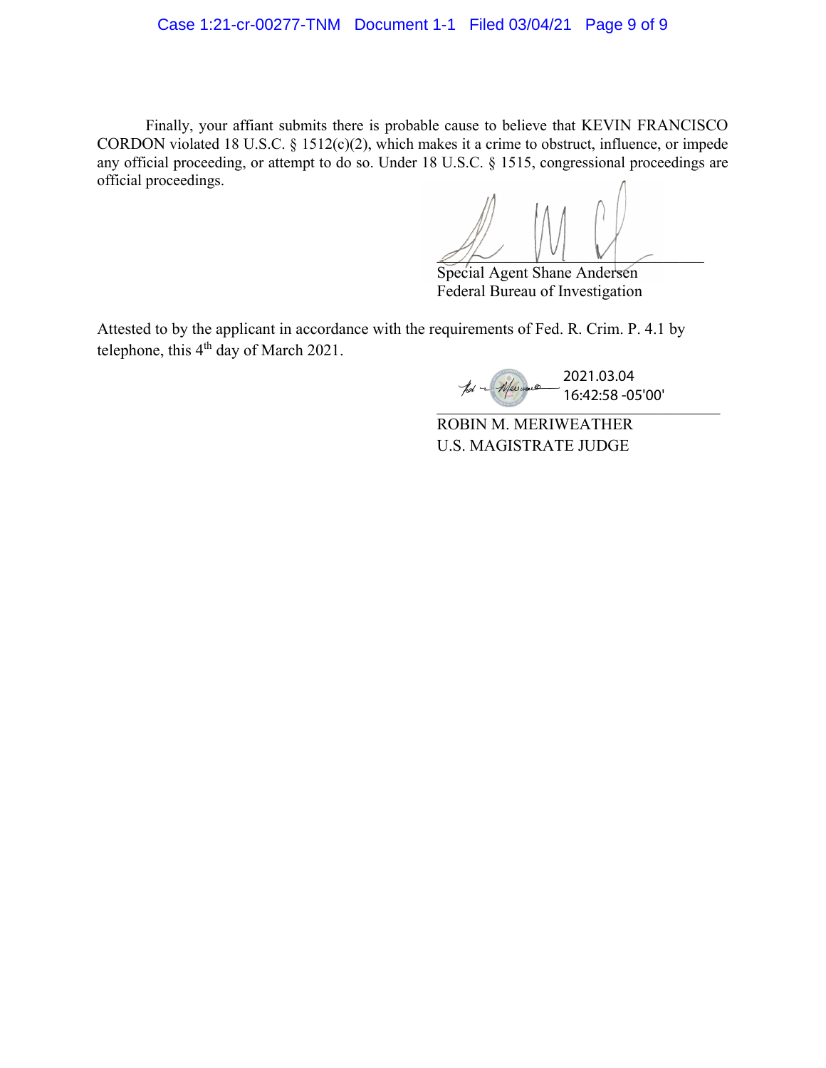Finally, your affiant submits there is probable cause to believe that KEVIN FRANCISCO CORDON violated 18 U.S.C. § 1512(c)(2), which makes it a crime to obstruct, influence, or impede any official proceeding, or attempt to do so. Under 18 U.S.C. § 1515, congressional proceedings are official proceedings.

Special Agent Shane Andersen
Federal Bureau of Investigation

Attested to by the applicant in accordance with the requirements of Fed. R. Crim. P. 4.1 by telephone, this 4th day of March 2021.

2021.03.04
16:42:58 -05'00'

ROBIN M. MERIWEATHER
U.S. MAGISTRATE JUDGE